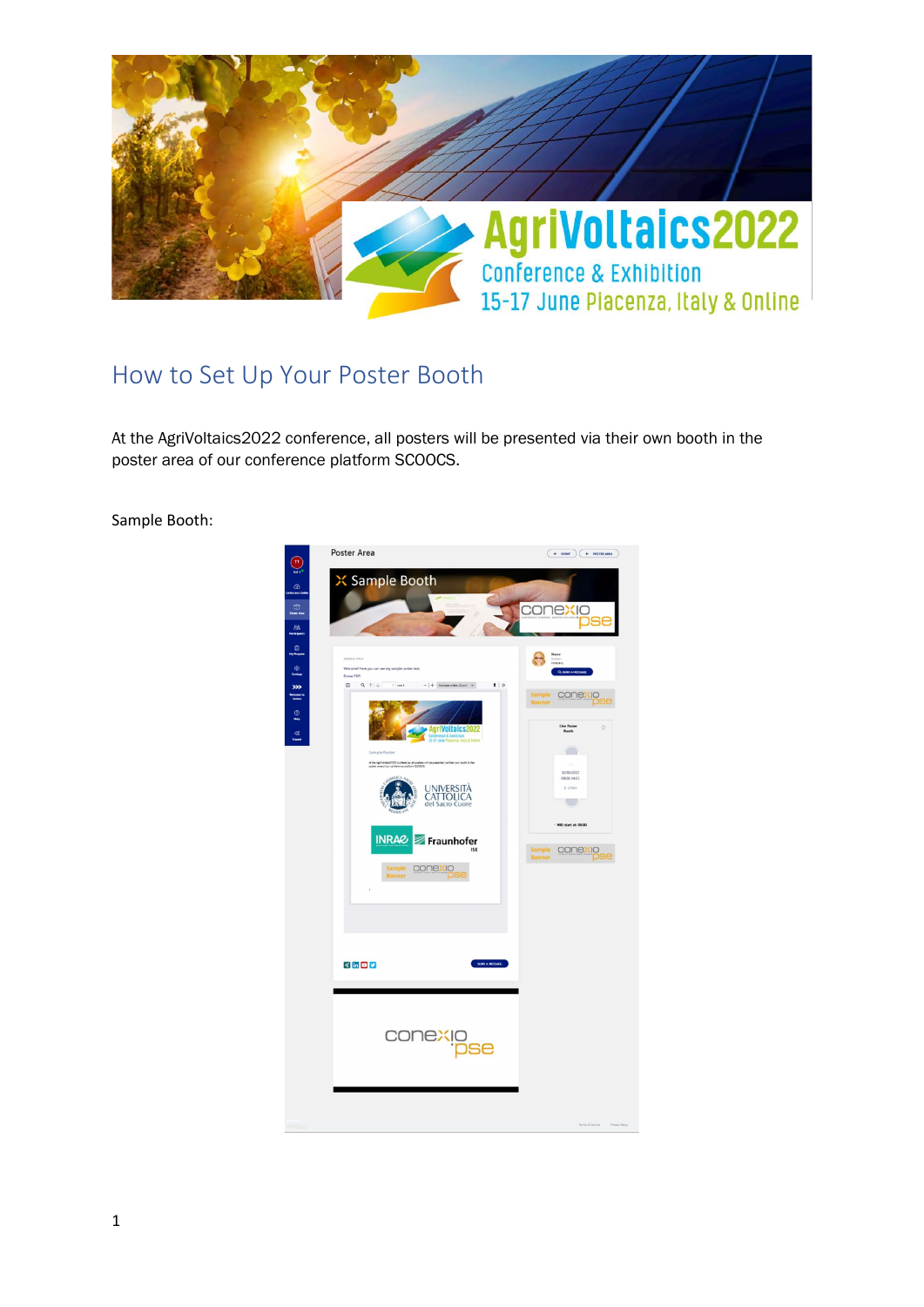# How to Set Up Your Poster Booth

At the AgriVoltaics2022 conference, all posters will be presented via their own booth in the poster area of our conference platform SCOOCS.

Sample Booth: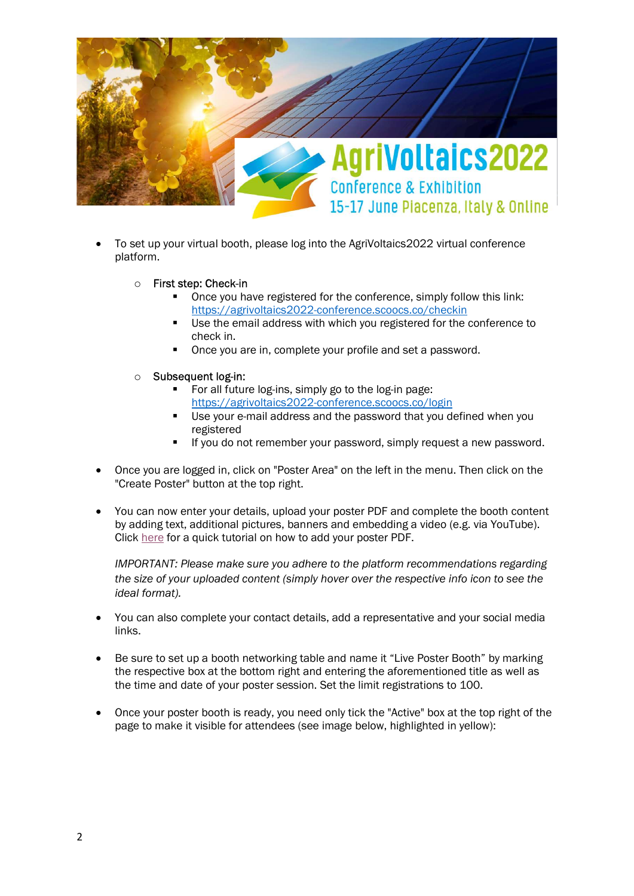- To set up your virtual booth, please log into the AgriVoltaics2022 virtual conference platform.

  - First step: Check-in
    - Once you have registered for the conference, simply follow this link: https://agrivoltaics2022-conference.scoocs.co/checkin
    - Use the email address with which you registered for the conference to check in.
    - Once you are in, complete your profile and set a password.

  - Subsequent log-in:
    - For all future log-ins, simply go to the log-in page: https://agrivoltaics2022-conference.scoocs.co/login
    - Use your e-mail address and the password that you defined when you registered
    - If you do not remember your password, simply request a new password.

- Once you are logged in, click on "Poster Area" on the left in the menu. Then click on the "Create Poster" button at the top right.

- You can now enter your details, upload your poster PDF and complete the booth content by adding text, additional pictures, banners and embedding a video (e.g. via YouTube). Click here for a quick tutorial on how to add your poster PDF.

  *IMPORTANT: Please make sure you adhere to the platform recommendations regarding the size of your uploaded content (simply hover over the respective info icon to see the ideal format).*

- You can also complete your contact details, add a representative and your social media links.

- Be sure to set up a booth networking table and name it "Live Poster Booth" by marking the respective box at the bottom right and entering the aforementioned title as well as the time and date of your poster session. Set the limit registrations to 100.

- Once your poster booth is ready, you need only tick the "Active" box at the top right of the page to make it visible for attendees (see image below, highlighted in yellow):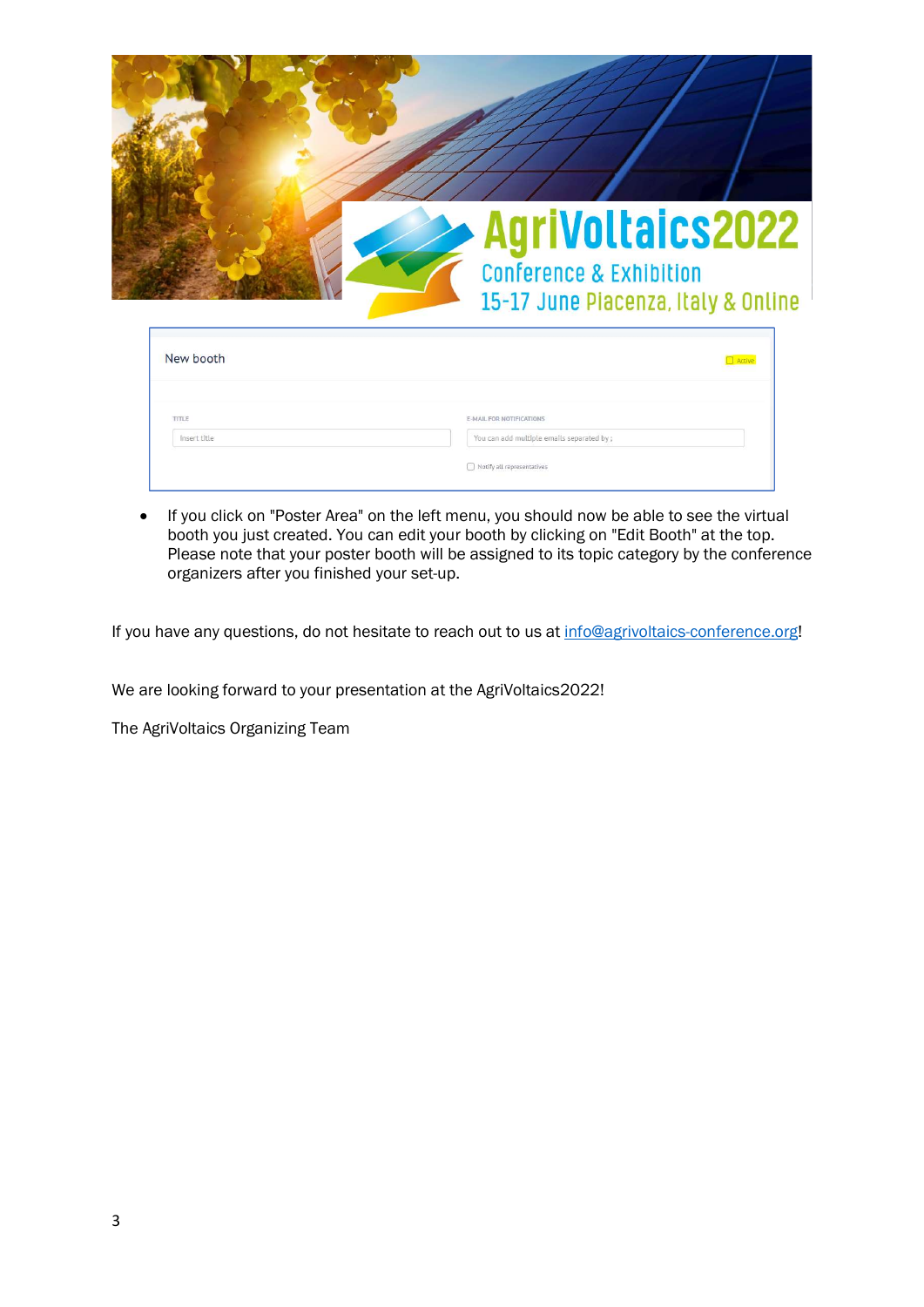- If you click on "Poster Area" on the left menu, you should now be able to see the virtual booth you just created. You can edit your booth by clicking on "Edit Booth" at the top. Please note that your poster booth will be assigned to its topic category by the conference organizers after you finished your set-up.

If you have any questions, do not hesitate to reach out to us at info@agrivoltaics-conference.org!

We are looking forward to your presentation at the AgriVoltaics2022!

The AgriVoltaics Organizing Team